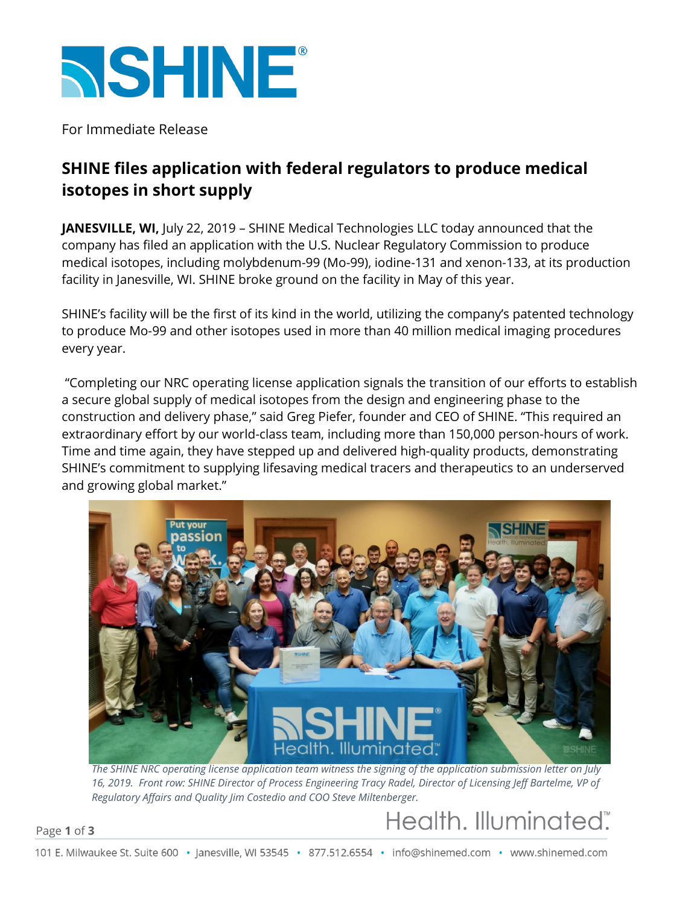For Immediate Release

# SHINE files application with federal regulators to produce medical isotopes in short supply

**JANESVILLE, WI,** July 22, 2019 – SHINE Medical Technologies LLC today announced that the company has filed an application with the U.S. Nuclear Regulatory Commission to produce medical isotopes, including molybdenum-99 (Mo-99), iodine-131 and xenon-133, at its production facility in Janesville, WI. SHINE broke ground on the facility in May of this year.

SHINE's facility will be the first of its kind in the world, utilizing the company's patented technology to produce Mo-99 and other isotopes used in more than 40 million medical imaging procedures every year.

"Completing our NRC operating license application signals the transition of our efforts to establish a secure global supply of medical isotopes from the design and engineering phase to the construction and delivery phase," said Greg Piefer, founder and CEO of SHINE. "This required an extraordinary effort by our world-class team, including more than 150,000 person-hours of work. Time and time again, they have stepped up and delivered high-quality products, demonstrating SHINE's commitment to supplying lifesaving medical tracers and therapeutics to an underserved and growing global market."

*The SHINE NRC operating license application team witness the signing of the application submission letter on July 16, 2019. Front row: SHINE Director of Process Engineering Tracy Radel, Director of Licensing Jeff Bartelme, VP of Regulatory Affairs and Quality Jim Costedio and COO Steve Miltenberger.*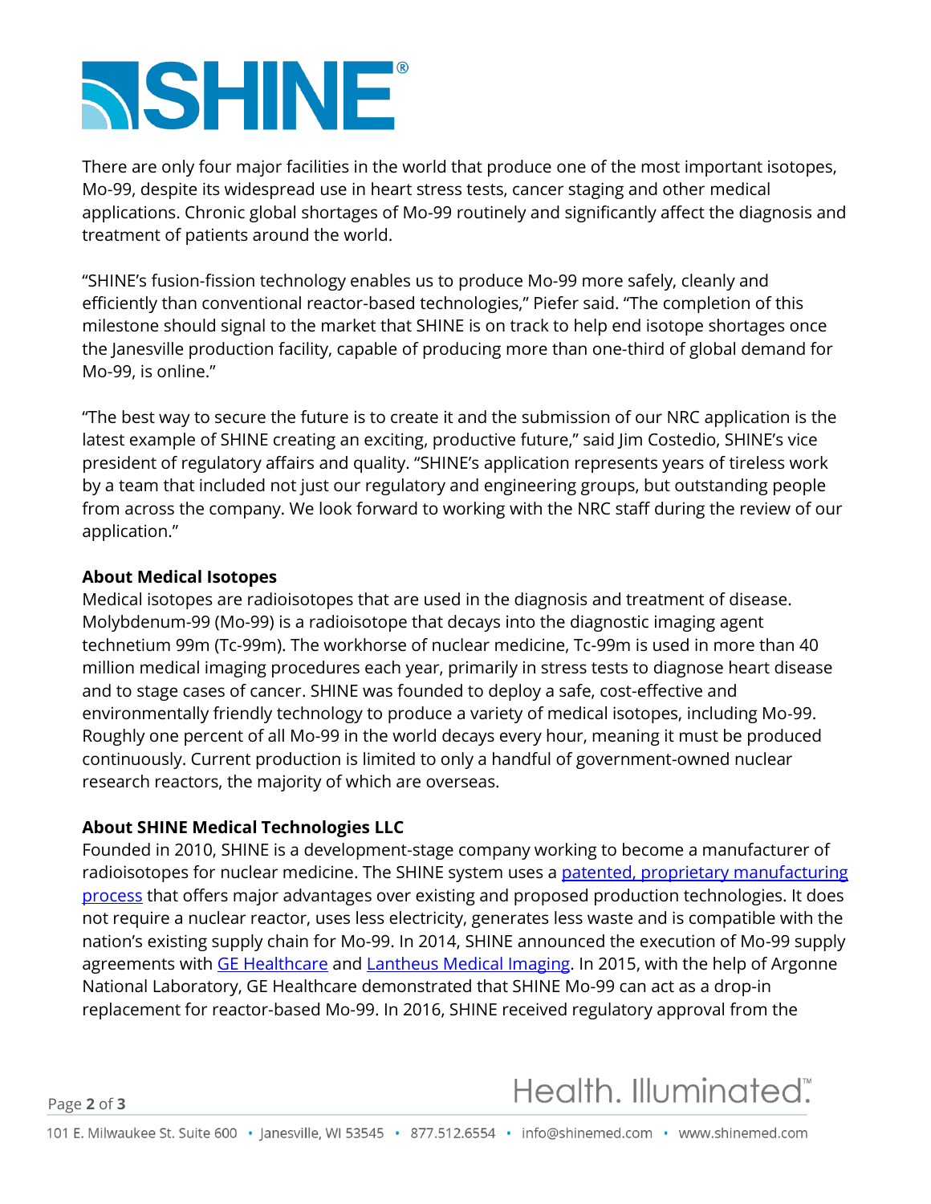There are only four major facilities in the world that produce one of the most important isotopes, Mo-99, despite its widespread use in heart stress tests, cancer staging and other medical applications. Chronic global shortages of Mo-99 routinely and significantly affect the diagnosis and treatment of patients around the world.

“SHINE’s fusion-fission technology enables us to produce Mo-99 more safely, cleanly and efficiently than conventional reactor-based technologies,” Piefer said. “The completion of this milestone should signal to the market that SHINE is on track to help end isotope shortages once the Janesville production facility, capable of producing more than one-third of global demand for Mo-99, is online.”

“The best way to secure the future is to create it and the submission of our NRC application is the latest example of SHINE creating an exciting, productive future,” said Jim Costedio, SHINE’s vice president of regulatory affairs and quality. “SHINE’s application represents years of tireless work by a team that included not just our regulatory and engineering groups, but outstanding people from across the company. We look forward to working with the NRC staff during the review of our application.”

**About Medical Isotopes**

Medical isotopes are radioisotopes that are used in the diagnosis and treatment of disease. Molybdenum-99 (Mo-99) is a radioisotope that decays into the diagnostic imaging agent technetium 99m (Tc-99m). The workhorse of nuclear medicine, Tc-99m is used in more than 40 million medical imaging procedures each year, primarily in stress tests to diagnose heart disease and to stage cases of cancer. SHINE was founded to deploy a safe, cost-effective and environmentally friendly technology to produce a variety of medical isotopes, including Mo-99. Roughly one percent of all Mo-99 in the world decays every hour, meaning it must be produced continuously. Current production is limited to only a handful of government-owned nuclear research reactors, the majority of which are overseas.

**About SHINE Medical Technologies LLC**

Founded in 2010, SHINE is a development-stage company working to become a manufacturer of radioisotopes for nuclear medicine. The SHINE system uses a patented, proprietary manufacturing process that offers major advantages over existing and proposed production technologies. It does not require a nuclear reactor, uses less electricity, generates less waste and is compatible with the nation’s existing supply chain for Mo-99. In 2014, SHINE announced the execution of Mo-99 supply agreements with GE Healthcare and Lantheus Medical Imaging. In 2015, with the help of Argonne National Laboratory, GE Healthcare demonstrated that SHINE Mo-99 can act as a drop-in replacement for reactor-based Mo-99. In 2016, SHINE received regulatory approval from the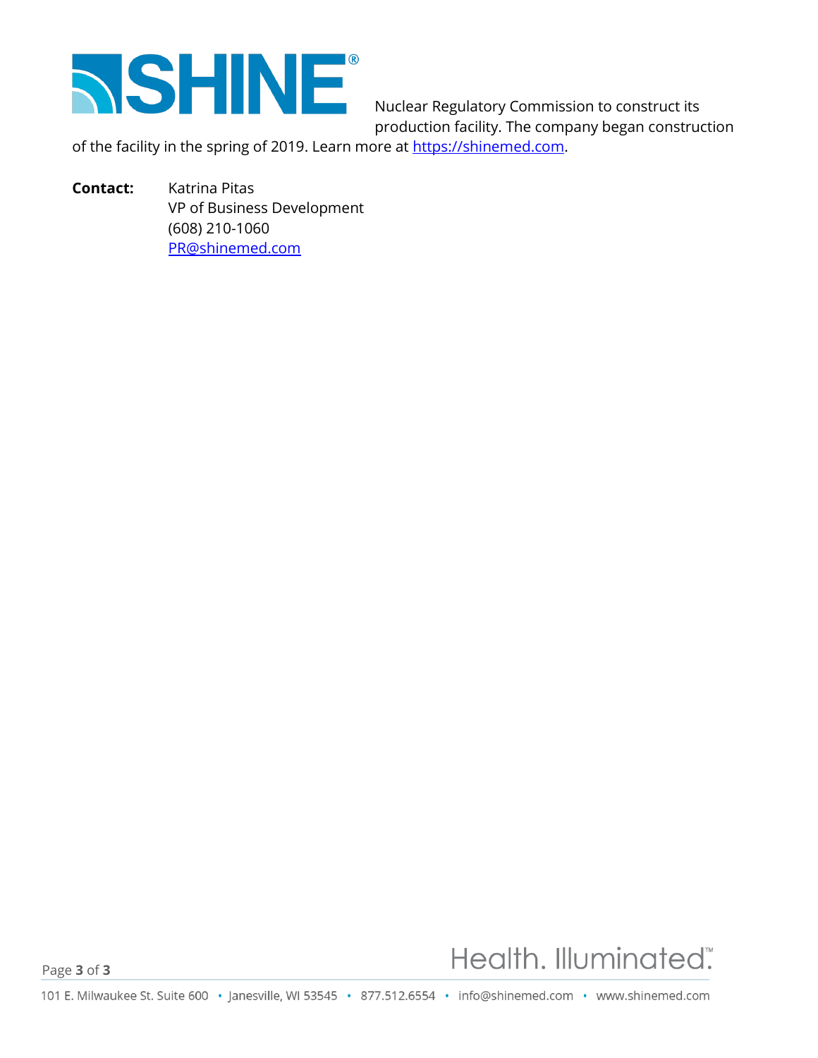Nuclear Regulatory Commission to construct its production facility. The company began construction of the facility in the spring of 2019. Learn more at https://shinemed.com.

**Contact:** Katrina Pitas
VP of Business Development
(608) 210-1060
PR@shinemed.com